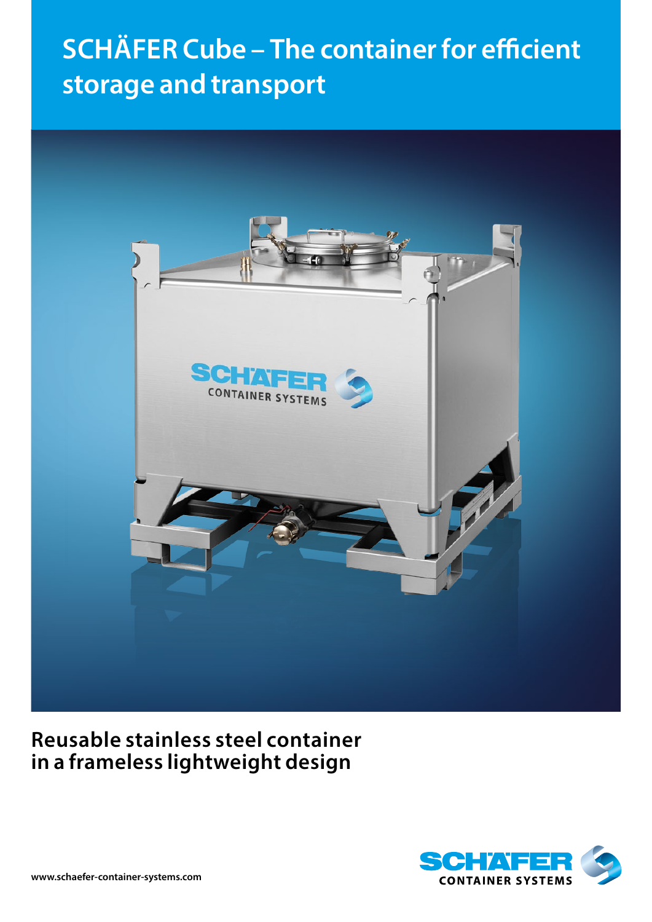# SCHÄFER Cube – The container for efficient storage and transport

## Reusable stainless steel container in a frameless lightweight design

www.schaefer-container-systems.com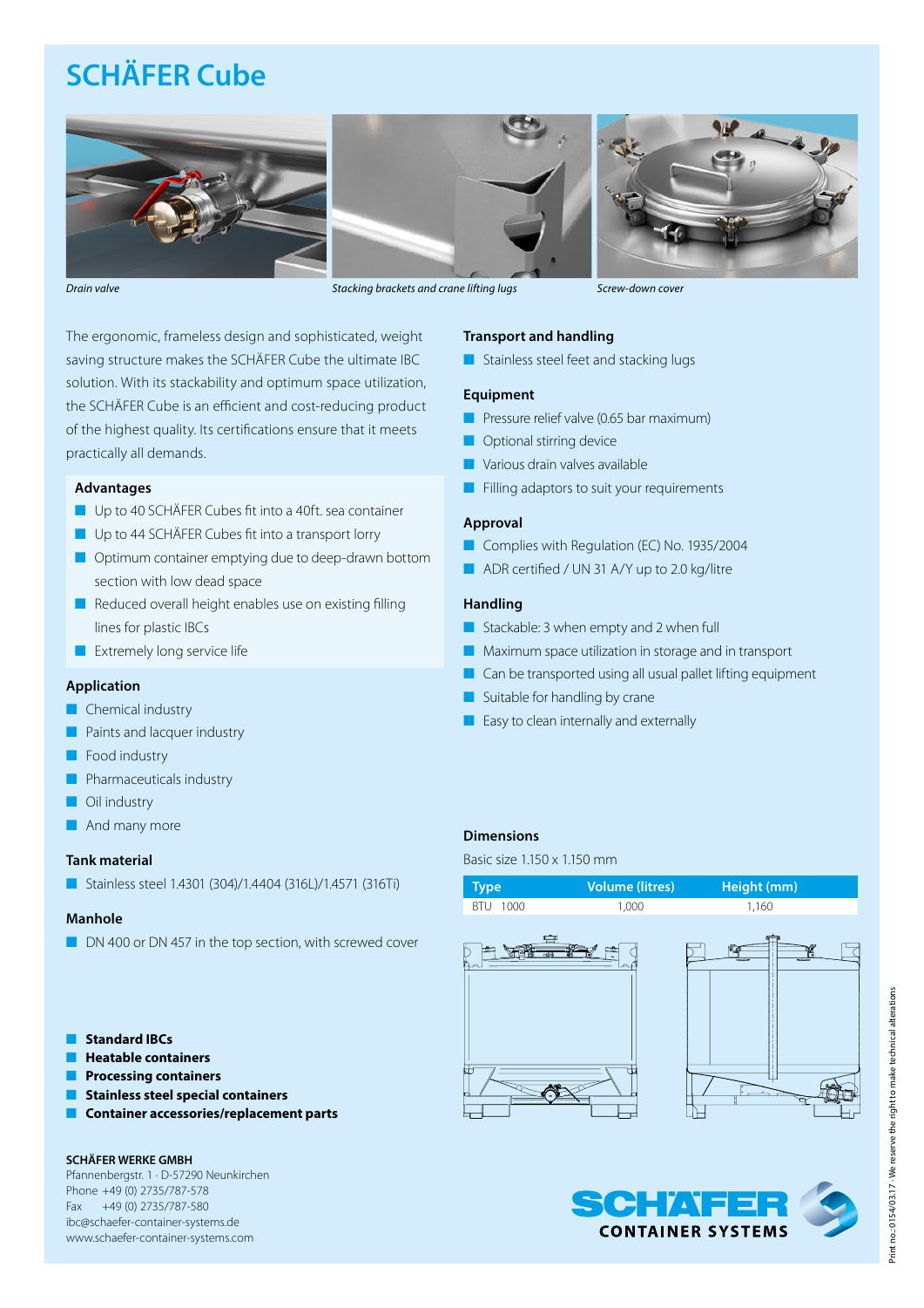# SCHÄFER Cube

*Drain valve*

*Stacking brackets and crane lifting lugs*

*Screw-down cover*

The ergonomic, frameless design and sophisticated, weight saving structure makes the SCHÄFER Cube the ultimate IBC solution. With its stackability and optimum space utilization, the SCHÄFER Cube is an efficient and cost-reducing product of the highest quality. Its certifications ensure that it meets practically all demands.

### Advantages

- Up to 40 SCHÄFER Cubes fit into a 40ft. sea container
- Up to 44 SCHÄFER Cubes fit into a transport lorry
- Optimum container emptying due to deep-drawn bottom section with low dead space
- Reduced overall height enables use on existing filling lines for plastic IBCs
- Extremely long service life

### Application

- Chemical industry
- Paints and lacquer industry
- Food industry
- Pharmaceuticals industry
- Oil industry
- And many more

### Tank material

- Stainless steel 1.4301 (304)/1.4404 (316L)/1.4571 (316Ti)

### Manhole

- DN 400 or DN 457 in the top section, with screwed cover

### Transport and handling

- Stainless steel feet and stacking lugs

### Equipment

- Pressure relief valve (0.65 bar maximum)
- Optional stirring device
- Various drain valves available
- Filling adaptors to suit your requirements

### Approval

- Complies with Regulation (EC) No. 1935/2004
- ADR certified / UN 31 A/Y up to 2.0 kg/litre

### Handling

- Stackable: 3 when empty and 2 when full
- Maximum space utilization in storage and in transport
- Can be transported using all usual pallet lifting equipment
- Suitable for handling by crane
- Easy to clean internally and externally

### Dimensions

Basic size 1.150 x 1.150 mm

| Type | Volume (litres) | Height (mm) |
|---|---|---|
| BTU 1000 | 1,000 | 1,160 |

- **Standard IBCs**
- **Heatable containers**
- **Processing containers**
- **Stainless steel special containers**
- **Container accessories/replacement parts**

**SCHÄFER WERKE GMBH**
Pfannenbergstr. 1 · D-57290 Neunkirchen
Phone +49 (0) 2735/787-578
Fax +49 (0) 2735/787-580
ibc@schaefer-container-systems.de
www.schaefer-container-systems.com

SCHÄFER CONTAINER SYSTEMS

Print no.: 0154/03.17 · We reserve the right to make technical alterations